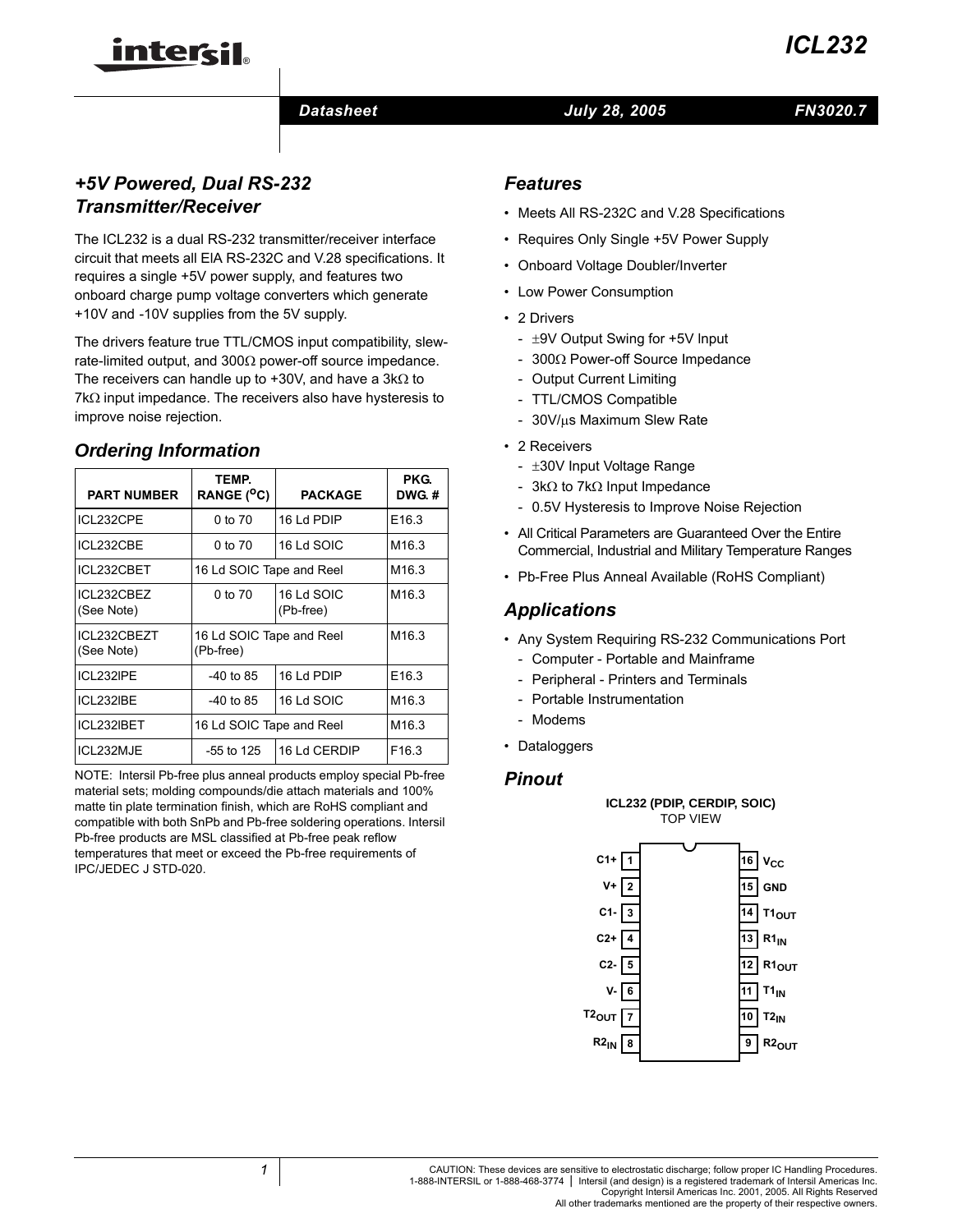# ICL232

Datasheet July 28, 2005 FN3020.7

## +5V Powered, Dual RS-232 Transmitter/Receiver

The ICL232 is a dual RS-232 transmitter/receiver interface circuit that meets all EIA RS-232C and V.28 specifications. It requires a single +5V power supply, and features two onboard charge pump voltage converters which generate +10V and -10V supplies from the 5V supply.

The drivers feature true TTL/CMOS input compatibility, slew-rate-limited output, and 300Ω power-off source impedance. The receivers can handle up to +30V, and have a 3kΩ to 7kΩ input impedance. The receivers also have hysteresis to improve noise rejection.

## Ordering Information

| PART NUMBER | TEMP. RANGE ($^oC$) | PACKAGE | PKG. DWG. # |
|---|---|---|---|
| ICL232CPE | 0 to 70 | 16 Ld PDIP | E16.3 |
| ICL232CBE | 0 to 70 | 16 Ld SOIC | M16.3 |
| ICL232CBET | 16 Ld SOIC Tape and Reel | | M16.3 |
| ICL232CBEZ (See Note) | 0 to 70 | 16 Ld SOIC (Pb-free) | M16.3 |
| ICL232CBEZT (See Note) | 16 Ld SOIC Tape and Reel (Pb-free) | | M16.3 |
| ICL232IPE | -40 to 85 | 16 Ld PDIP | E16.3 |
| ICL232IBE | -40 to 85 | 16 Ld SOIC | M16.3 |
| ICL232IBET | 16 Ld SOIC Tape and Reel | | M16.3 |
| ICL232MJE | -55 to 125 | 16 Ld CERDIP | F16.3 |

NOTE: Intersil Pb-free plus anneal products employ special Pb-free material sets; molding compounds/die attach materials and 100% matte tin plate termination finish, which are RoHS compliant and compatible with both SnPb and Pb-free soldering operations. Intersil Pb-free products are MSL classified at Pb-free peak reflow temperatures that meet or exceed the Pb-free requirements of IPC/JEDEC J STD-020.

## Features

- Meets All RS-232C and V.28 Specifications
- Requires Only Single +5V Power Supply
- Onboard Voltage Doubler/Inverter
- Low Power Consumption
- 2 Drivers
  - ±9V Output Swing for +5V Input
  - 300Ω Power-off Source Impedance
  - Output Current Limiting
  - TTL/CMOS Compatible
  - 30V/μs Maximum Slew Rate
- 2 Receivers
  - ±30V Input Voltage Range
  - 3kΩ to 7kΩ Input Impedance
  - 0.5V Hysteresis to Improve Noise Rejection
- All Critical Parameters are Guaranteed Over the Entire Commercial, Industrial and Military Temperature Ranges
- Pb-Free Plus Anneal Available (RoHS Compliant)

## Applications

- Any System Requiring RS-232 Communications Port
  - Computer - Portable and Mainframe
  - Peripheral - Printers and Terminals
  - Portable Instrumentation
  - Modems
- Dataloggers

## Pinout

**ICL232 (PDIP, CERDIP, SOIC)**
TOP VIEW

| Pin | Name | Pin | Name |
|---|---|---|---|
| 1 | C1+ | 16 | $V_{CC}$ |
| 2 | V+ | 15 | GND |
| 3 | C1- | 14 | $T1_{OUT}$ |
| 4 | C2+ | 13 | $R1_{IN}$ |
| 5 | C2- | 12 | $R1_{OUT}$ |
| 6 | V- | 11 | $T1_{IN}$ |
| 7 | $T2_{OUT}$ | 10 | $T2_{IN}$ |
| 8 | $R2_{IN}$ | 9 | $R2_{OUT}$ |

CAUTION: These devices are sensitive to electrostatic discharge; follow proper IC Handling Procedures.
1-888-INTERSIL or 1-888-468-3774 | Intersil (and design) is a registered trademark of Intersil Americas Inc.
Copyright Intersil Americas Inc. 2001, 2005. All Rights Reserved
All other trademarks mentioned are the property of their respective owners.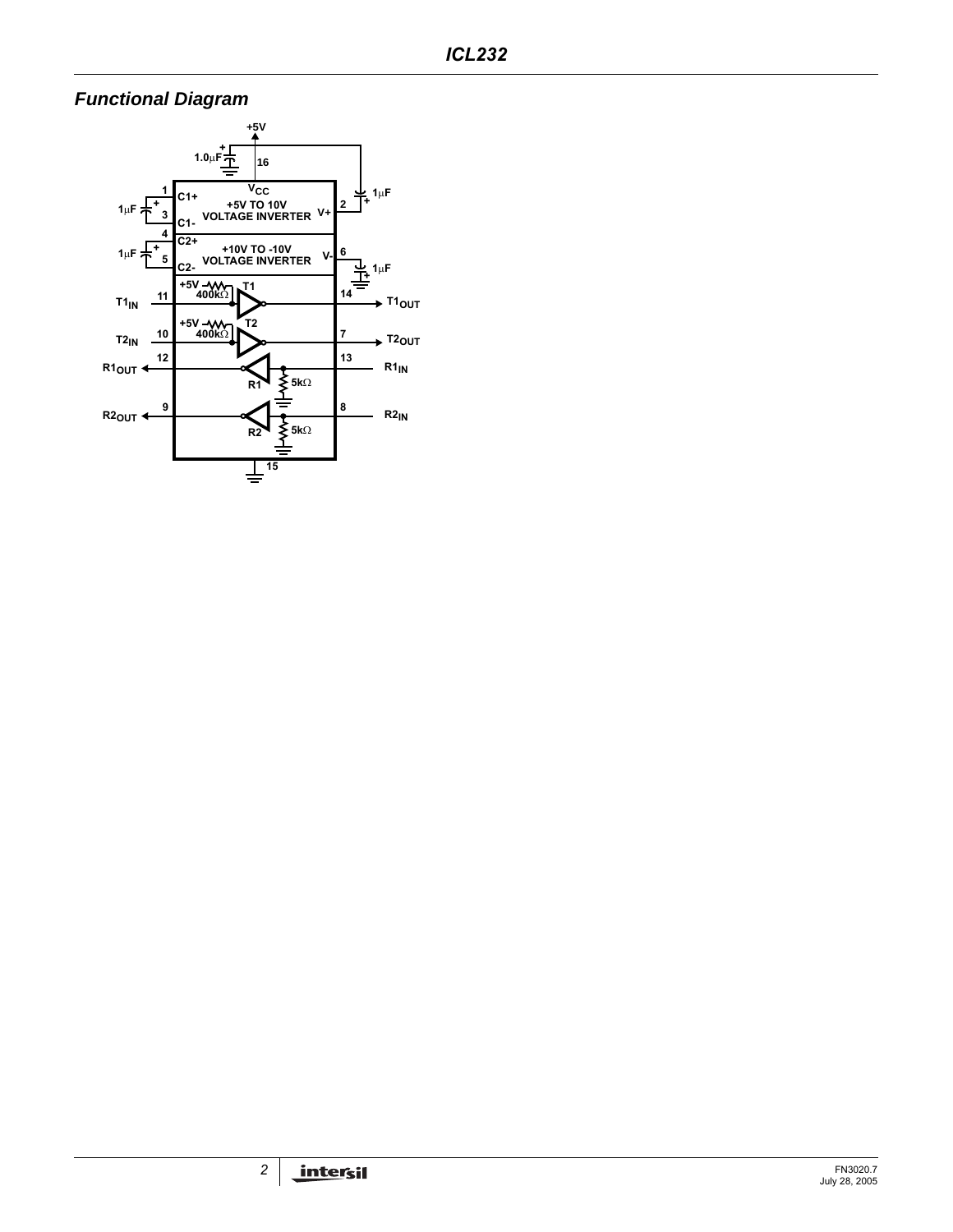## *Functional Diagram*

+5V

1.0μF

16

$V_{CC}$

1μF

1 C1+

+5V TO 10V VOLTAGE INVERTER

V+ 2

1μF

3 C1-

4 C2+

+10V TO -10V VOLTAGE INVERTER

V- 6

1μF

1μF

5 C2-

+5V 400kΩ T1

$T1_{IN}$ 11

14 $T1_{OUT}$

+5V 400kΩ T2

$T2_{IN}$ 10

7 $T2_{OUT}$

$R1_{OUT}$ 12

13 $R1_{IN}$

R1 5kΩ

$R2_{OUT}$ 9

8 $R2_{IN}$

R2 5kΩ

15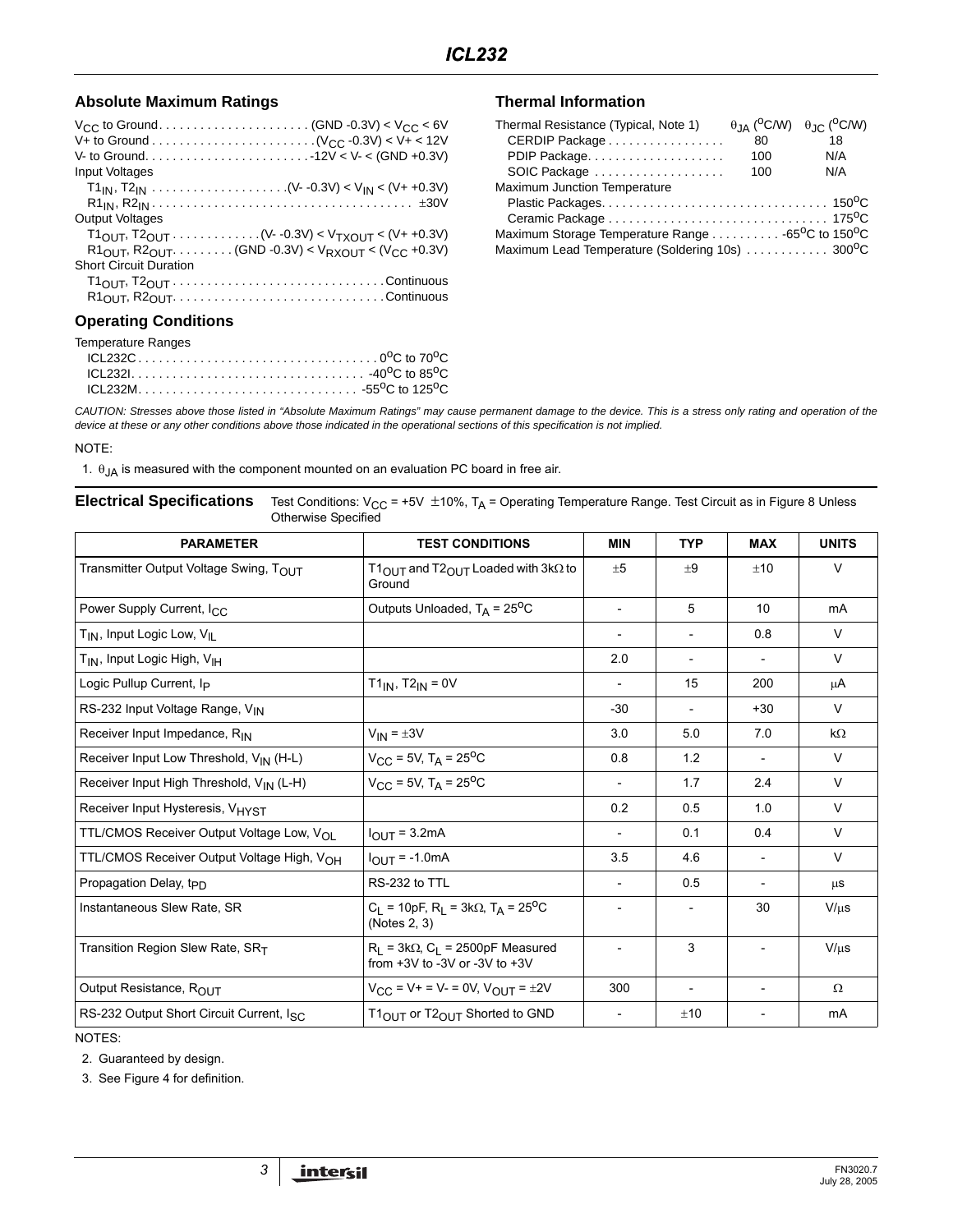## Absolute Maximum Ratings

$V_{CC}$ to Ground . . . . . . . . . . . . . . . . . . . . . . (GND -0.3V) < $V_{CC}$ < 6V
V+ to Ground . . . . . . . . . . . . . . . . . . . . . . . ($V_{CC}$ -0.3V) < V+ < 12V
V- to Ground . . . . . . . . . . . . . . . . . . . . . . . -12V < V- < (GND +0.3V)
Input Voltages
$T1_{IN}$, $T2_{IN}$ . . . . . . . . . . . . . . . . . . . . (V- -0.3V) < $V_{IN}$ < (V+ +0.3V)
$R1_{IN}$, $R2_{IN}$ . . . . . . . . . . . . . . . . . . . . . . . . . . . . . . . . . . . . . ±30V
Output Voltages
$T1_{OUT}$, $T2_{OUT}$ . . . . . . . . . . . . (V- -0.3V) < $V_{TXOUT}$ < (V+ +0.3V)
$R1_{OUT}$, $R2_{OUT}$ . . . . . . . . . (GND -0.3V) < $V_{RXOUT}$ < ($V_{CC}$ +0.3V)
Short Circuit Duration
$T1_{OUT}$, $T2_{OUT}$ . . . . . . . . . . . . . . . . . . . . . . . . . . . . . . Continuous
$R1_{OUT}$, $R2_{OUT}$ . . . . . . . . . . . . . . . . . . . . . . . . . . . . . . Continuous

## Operating Conditions

Temperature Ranges
ICL232C . . . . . . . . . . . . . . . . . . . . . . . . . . . . . . . . . . $0^oC$ to $70^oC$
ICL232I . . . . . . . . . . . . . . . . . . . . . . . . . . . . . . . . . $-40^oC$ to $85^oC$
ICL232M . . . . . . . . . . . . . . . . . . . . . . . . . . . . . . . $-55^oC$ to $125^oC$

## Thermal Information

| Thermal Resistance (Typical, Note 1) | $\theta_{JA}$ ($^oC/W$) | $\theta_{JC}$ ($^oC/W$) |
|---|---|---|
| CERDIP Package | 80 | 18 |
| PDIP Package | 100 | N/A |
| SOIC Package | 100 | N/A |

Maximum Junction Temperature
Plastic Packages . . . . . . . . . . . . . . . . . . . . . . . . . . . . . . . . $150^oC$
Ceramic Package . . . . . . . . . . . . . . . . . . . . . . . . . . . . . . . $175^oC$
Maximum Storage Temperature Range . . . . . . . . . . $-65^oC$ to $150^oC$
Maximum Lead Temperature (Soldering 10s) . . . . . . . . . . . . $300^oC$

*CAUTION: Stresses above those listed in "Absolute Maximum Ratings" may cause permanent damage to the device. This is a stress only rating and operation of the device at these or any other conditions above those indicated in the operational sections of this specification is not implied.*

NOTE:

1. $\theta_{JA}$ is measured with the component mounted on an evaluation PC board in free air.

**Electrical Specifications** Test Conditions: $V_{CC}$ = +5V ±10%, $T_A$ = Operating Temperature Range. Test Circuit as in Figure 8 Unless Otherwise Specified

| PARAMETER | TEST CONDITIONS | MIN | TYP | MAX | UNITS |
|---|---|---|---|---|---|
| Transmitter Output Voltage Swing, $T_{OUT}$ | $T1_{OUT}$ and $T2_{OUT}$ Loaded with 3kΩ to Ground | ±5 | ±9 | ±10 | V |
| Power Supply Current, $I_{CC}$ | Outputs Unloaded, $T_A$ = $25^oC$ | - | 5 | 10 | mA |
| $T_{IN}$, Input Logic Low, $V_{IL}$ | | - | - | 0.8 | V |
| $T_{IN}$, Input Logic High, $V_{IH}$ | | 2.0 | - | - | V |
| Logic Pullup Current, $I_P$ | $T1_{IN}$, $T2_{IN}$ = 0V | - | 15 | 200 | μA |
| RS-232 Input Voltage Range, $V_{IN}$ | | -30 | - | +30 | V |
| Receiver Input Impedance, $R_{IN}$ | $V_{IN}$ = ±3V | 3.0 | 5.0 | 7.0 | kΩ |
| Receiver Input Low Threshold, $V_{IN}$ (H-L) | $V_{CC}$ = 5V, $T_A$ = $25^oC$ | 0.8 | 1.2 | - | V |
| Receiver Input High Threshold, $V_{IN}$ (L-H) | $V_{CC}$ = 5V, $T_A$ = $25^oC$ | - | 1.7 | 2.4 | V |
| Receiver Input Hysteresis, $V_{HYST}$ | | 0.2 | 0.5 | 1.0 | V |
| TTL/CMOS Receiver Output Voltage Low, $V_{OL}$ | $I_{OUT}$ = 3.2mA | - | 0.1 | 0.4 | V |
| TTL/CMOS Receiver Output Voltage High, $V_{OH}$ | $I_{OUT}$ = -1.0mA | 3.5 | 4.6 | - | V |
| Propagation Delay, $t_{PD}$ | RS-232 to TTL | - | 0.5 | - | μs |
| Instantaneous Slew Rate, SR | $C_L$ = 10pF, $R_L$ = 3kΩ, $T_A$ = $25^oC$ (Notes 2, 3) | - | - | 30 | V/μs |
| Transition Region Slew Rate, $SR_T$ | $R_L$ = 3kΩ, $C_L$ = 2500pF Measured from +3V to -3V or -3V to +3V | - | 3 | - | V/μs |
| Output Resistance, $R_{OUT}$ | $V_{CC}$ = V+ = V- = 0V, $V_{OUT}$ = ±2V | 300 | - | - | Ω |
| RS-232 Output Short Circuit Current, $I_{SC}$ | $T1_{OUT}$ or $T2_{OUT}$ Shorted to GND | - | ±10 | - | mA |

NOTES:

2. Guaranteed by design.
3. See Figure 4 for definition.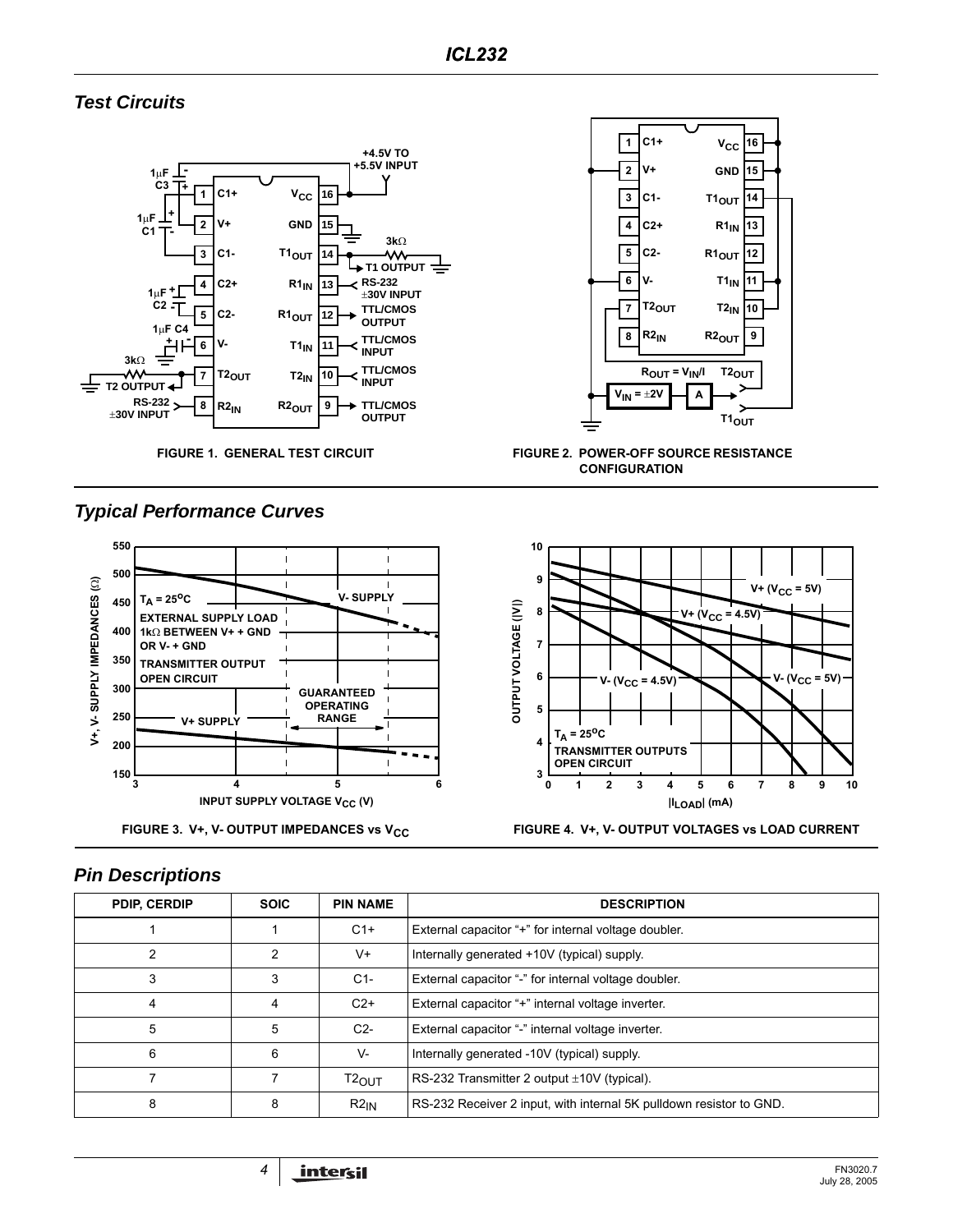## Test Circuits

FIGURE 1. GENERAL TEST CIRCUIT

FIGURE 2. POWER-OFF SOURCE RESISTANCE CONFIGURATION

## Typical Performance Curves

FIGURE 3. V+, V- OUTPUT IMPEDANCES vs $V_{CC}$

FIGURE 4. V+, V- OUTPUT VOLTAGES vs LOAD CURRENT

## Pin Descriptions

| PDIP, CERDIP | SOIC | PIN NAME | DESCRIPTION |
|---|---|---|---|
| 1 | 1 | C1+ | External capacitor "+" for internal voltage doubler. |
| 2 | 2 | V+ | Internally generated +10V (typical) supply. |
| 3 | 3 | C1- | External capacitor "-" for internal voltage doubler. |
| 4 | 4 | C2+ | External capacitor "+" internal voltage inverter. |
| 5 | 5 | C2- | External capacitor "-" internal voltage inverter. |
| 6 | 6 | V- | Internally generated -10V (typical) supply. |
| 7 | 7 | $T2_{OUT}$ | RS-232 Transmitter 2 output ±10V (typical). |
| 8 | 8 | $R2_{IN}$ | RS-232 Receiver 2 input, with internal 5K pulldown resistor to GND. |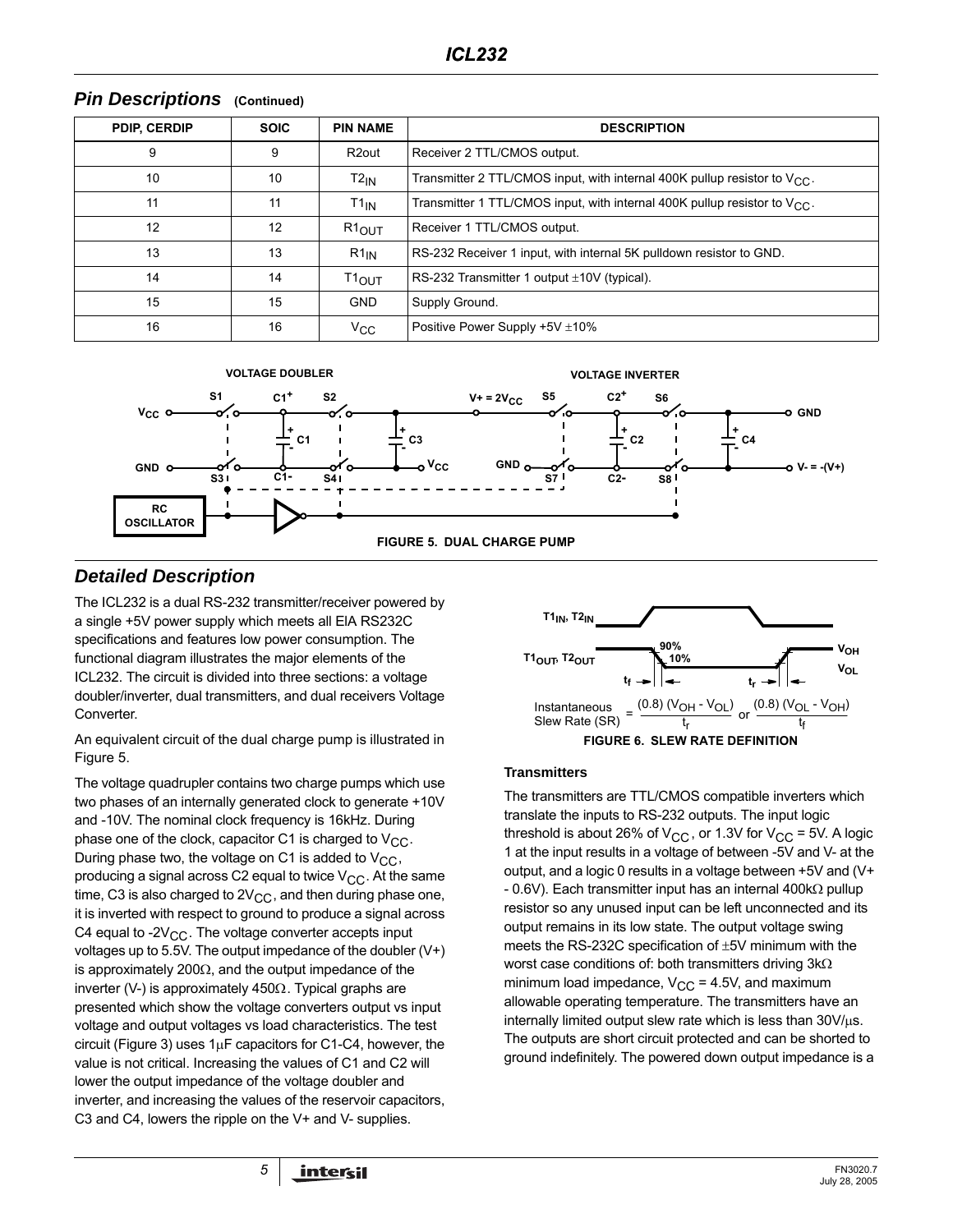## Pin Descriptions (Continued)

| PDIP, CERDIP | SOIC | PIN NAME | DESCRIPTION |
|---|---|---|---|
| 9 | 9 | R2out | Receiver 2 TTL/CMOS output. |
| 10 | 10 | $T2_{IN}$ | Transmitter 2 TTL/CMOS input, with internal 400K pullup resistor to $V_{CC}$. |
| 11 | 11 | $T1_{IN}$ | Transmitter 1 TTL/CMOS input, with internal 400K pullup resistor to $V_{CC}$. |
| 12 | 12 | $R1_{OUT}$ | Receiver 1 TTL/CMOS output. |
| 13 | 13 | $R1_{IN}$ | RS-232 Receiver 1 input, with internal 5K pulldown resistor to GND. |
| 14 | 14 | $T1_{OUT}$ | RS-232 Transmitter 1 output ±10V (typical). |
| 15 | 15 | GND | Supply Ground. |
| 16 | 16 | $V_{CC}$ | Positive Power Supply +5V ±10% |

FIGURE 5. DUAL CHARGE PUMP

## Detailed Description

The ICL232 is a dual RS-232 transmitter/receiver powered by a single +5V power supply which meets all EIA RS232C specifications and features low power consumption. The functional diagram illustrates the major elements of the ICL232. The circuit is divided into three sections: a voltage doubler/inverter, dual transmitters, and dual receivers Voltage Converter.

An equivalent circuit of the dual charge pump is illustrated in Figure 5.

The voltage quadrupler contains two charge pumps which use two phases of an internally generated clock to generate +10V and -10V. The nominal clock frequency is 16kHz. During phase one of the clock, capacitor C1 is charged to $V_{CC}$. During phase two, the voltage on C1 is added to $V_{CC}$, producing a signal across C2 equal to twice $V_{CC}$. At the same time, C3 is also charged to $2V_{CC}$, and then during phase one, it is inverted with respect to ground to produce a signal across C4 equal to $-2V_{CC}$. The voltage converter accepts input voltages up to 5.5V. The output impedance of the doubler (V+) is approximately 200Ω, and the output impedance of the inverter (V-) is approximately 450Ω. Typical graphs are presented which show the voltage converters output vs input voltage and output voltages vs load characteristics. The test circuit (Figure 3) uses 1μF capacitors for C1-C4, however, the value is not critical. Increasing the values of C1 and C2 will lower the output impedance of the voltage doubler and inverter, and increasing the values of the reservoir capacitors, C3 and C4, lowers the ripple on the V+ and V- supplies.

$$\text{Instantaneous Slew Rate (SR)} = \frac{(0.8)(V_{OH} - V_{OL})}{t_r} \text{ or } \frac{(0.8)(V_{OL} - V_{OH})}{t_f}$$

FIGURE 6. SLEW RATE DEFINITION

### Transmitters

The transmitters are TTL/CMOS compatible inverters which translate the inputs to RS-232 outputs. The input logic threshold is about 26% of $V_{CC}$, or 1.3V for $V_{CC}$ = 5V. A logic 1 at the input results in a voltage of between -5V and V- at the output, and a logic 0 results in a voltage between +5V and (V+ - 0.6V). Each transmitter input has an internal 400kΩ pullup resistor so any unused input can be left unconnected and its output remains in its low state. The output voltage swing meets the RS-232C specification of ±5V minimum with the worst case conditions of: both transmitters driving 3kΩ minimum load impedance, $V_{CC}$ = 4.5V, and maximum allowable operating temperature. The transmitters have an internally limited output slew rate which is less than 30V/μs. The outputs are short circuit protected and can be shorted to ground indefinitely. The powered down output impedance is a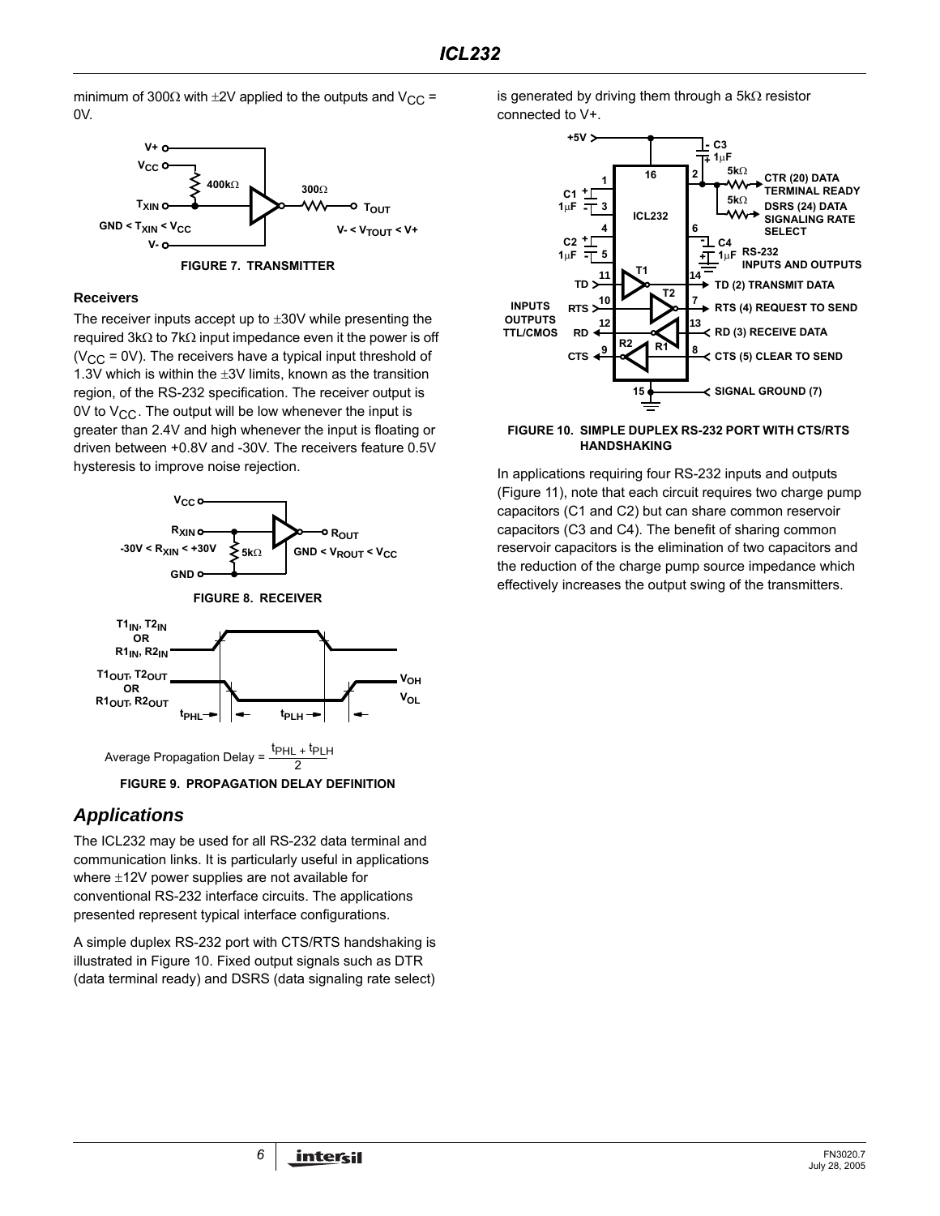minimum of 300Ω with ±2V applied to the outputs and $V_{CC}$ = 0V.

FIGURE 7. TRANSMITTER

### Receivers

The receiver inputs accept up to ±30V while presenting the required 3kΩ to 7kΩ input impedance even it the power is off ($V_{CC}$ = 0V). The receivers have a typical input threshold of 1.3V which is within the ±3V limits, known as the transition region, of the RS-232 specification. The receiver output is 0V to $V_{CC}$. The output will be low whenever the input is greater than 2.4V and high whenever the input is floating or driven between +0.8V and -30V. The receivers feature 0.5V hysteresis to improve noise rejection.

FIGURE 8. RECEIVER

$$\text{Average Propagation Delay} = \frac{t_{PHL} + t_{PLH}}{2}$$

FIGURE 9. PROPAGATION DELAY DEFINITION

## Applications

The ICL232 may be used for all RS-232 data terminal and communication links. It is particularly useful in applications where ±12V power supplies are not available for conventional RS-232 interface circuits. The applications presented represent typical interface configurations.

A simple duplex RS-232 port with CTS/RTS handshaking is illustrated in Figure 10. Fixed output signals such as DTR (data terminal ready) and DSRS (data signaling rate select) is generated by driving them through a 5kΩ resistor connected to V+.

FIGURE 10. SIMPLE DUPLEX RS-232 PORT WITH CTS/RTS HANDSHAKING

In applications requiring four RS-232 inputs and outputs (Figure 11), note that each circuit requires two charge pump capacitors (C1 and C2) but can share common reservoir capacitors (C3 and C4). The benefit of sharing common reservoir capacitors is the elimination of two capacitors and the reduction of the charge pump source impedance which effectively increases the output swing of the transmitters.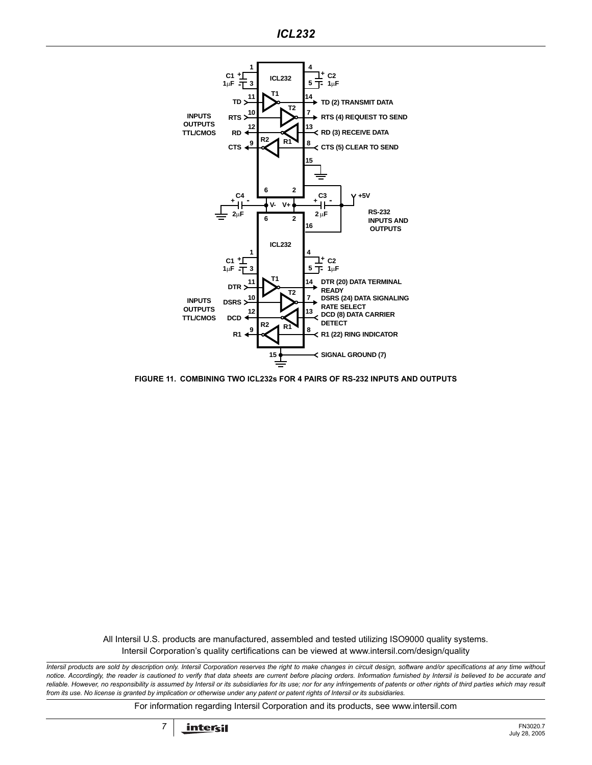1 4

C1 + ICL232 + C2

1μF - 3 5 - 1μF

11 T1 14

TD TD (2) TRANSMIT DATA

10 T2 7

INPUTS RTS RTS (4) REQUEST TO SEND

OUTPUTS 12 13

TTL/CMOS RD RD (3) RECEIVE DATA

R2 R1

9 8

CTS CTS (5) CLEAR TO SEND

15

6 2

C4 C3 +5V

+ - + -

V- V+

2μF 2 μF RS-232

6 2 INPUTS AND

16 OUTPUTS

ICL232

1 4

C1 + + C2

1μF - 3 5 - 1μF

11 T1 14 DTR (20) DATA TERMINAL

DTR READY

INPUTS 10 T2 7 DSRS (24) DATA SIGNALING

OUTPUTS DSRS RATE SELECT

TTL/CMOS 12 13 DCD (8) DATA CARRIER

DCD DETECT

R2 R1

9 8

R1 R1 (22) RING INDICATOR

15 SIGNAL GROUND (7)

**FIGURE 11. COMBINING TWO ICL232s FOR 4 PAIRS OF RS-232 INPUTS AND OUTPUTS**

All Intersil U.S. products are manufactured, assembled and tested utilizing ISO9000 quality systems.
Intersil Corporation's quality certifications can be viewed at www.intersil.com/design/quality

*Intersil products are sold by description only. Intersil Corporation reserves the right to make changes in circuit design, software and/or specifications at any time without notice. Accordingly, the reader is cautioned to verify that data sheets are current before placing orders. Information furnished by Intersil is believed to be accurate and reliable. However, no responsibility is assumed by Intersil or its subsidiaries for its use; nor for any infringements of patents or other rights of third parties which may result from its use. No license is granted by implication or otherwise under any patent or patent rights of Intersil or its subsidiaries.*

For information regarding Intersil Corporation and its products, see www.intersil.com